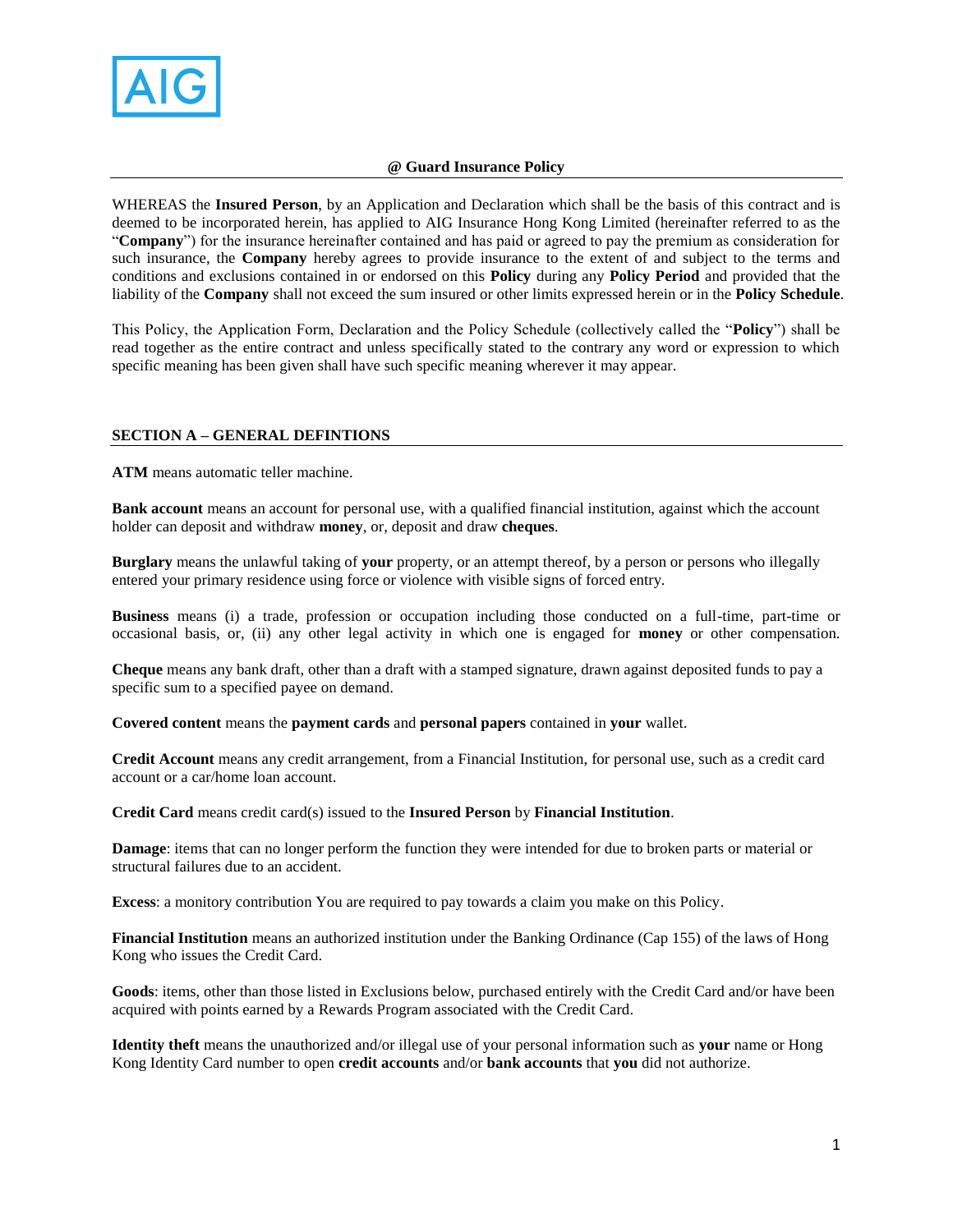## @ Guard Insurance Policy

WHEREAS the **Insured Person**, by an Application and Declaration which shall be the basis of this contract and is deemed to be incorporated herein, has applied to AIG Insurance Hong Kong Limited (hereinafter referred to as the "**Company**") for the insurance hereinafter contained and has paid or agreed to pay the premium as consideration for such insurance, the **Company** hereby agrees to provide insurance to the extent of and subject to the terms and conditions and exclusions contained in or endorsed on this **Policy** during any **Policy Period** and provided that the liability of the **Company** shall not exceed the sum insured or other limits expressed herein or in the **Policy Schedule**.

This Policy, the Application Form, Declaration and the Policy Schedule (collectively called the "**Policy**") shall be read together as the entire contract and unless specifically stated to the contrary any word or expression to which specific meaning has been given shall have such specific meaning wherever it may appear.

### SECTION A – GENERAL DEFINTIONS

**ATM** means automatic teller machine.

**Bank account** means an account for personal use, with a qualified financial institution, against which the account holder can deposit and withdraw **money**, or, deposit and draw **cheques**.

**Burglary** means the unlawful taking of **your** property, or an attempt thereof, by a person or persons who illegally entered your primary residence using force or violence with visible signs of forced entry.

**Business** means (i) a trade, profession or occupation including those conducted on a full-time, part-time or occasional basis, or, (ii) any other legal activity in which one is engaged for **money** or other compensation.

**Cheque** means any bank draft, other than a draft with a stamped signature, drawn against deposited funds to pay a specific sum to a specified payee on demand.

**Covered content** means the **payment cards** and **personal papers** contained in **your** wallet.

**Credit Account** means any credit arrangement, from a Financial Institution, for personal use, such as a credit card account or a car/home loan account.

**Credit Card** means credit card(s) issued to the **Insured Person** by **Financial Institution**.

**Damage**: items that can no longer perform the function they were intended for due to broken parts or material or structural failures due to an accident.

**Excess**: a monitory contribution You are required to pay towards a claim you make on this Policy.

**Financial Institution** means an authorized institution under the Banking Ordinance (Cap 155) of the laws of Hong Kong who issues the Credit Card.

**Goods**: items, other than those listed in Exclusions below, purchased entirely with the Credit Card and/or have been acquired with points earned by a Rewards Program associated with the Credit Card.

**Identity theft** means the unauthorized and/or illegal use of your personal information such as **your** name or Hong Kong Identity Card number to open **credit accounts** and/or **bank accounts** that **you** did not authorize.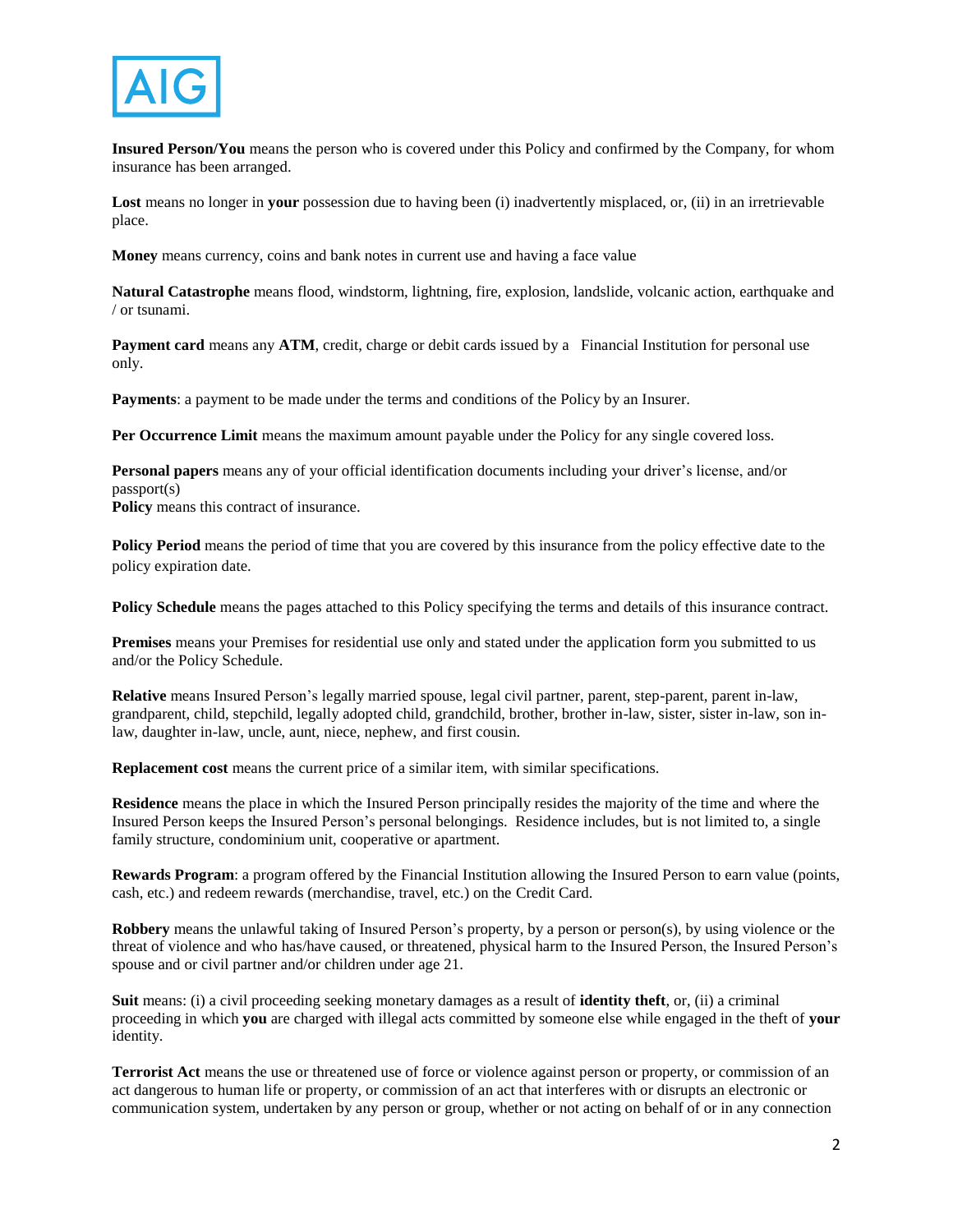**Insured Person/You** means the person who is covered under this Policy and confirmed by the Company, for whom insurance has been arranged.

**Lost** means no longer in **your** possession due to having been (i) inadvertently misplaced, or, (ii) in an irretrievable place.

**Money** means currency, coins and bank notes in current use and having a face value

**Natural Catastrophe** means flood, windstorm, lightning, fire, explosion, landslide, volcanic action, earthquake and / or tsunami.

**Payment card** means any **ATM**, credit, charge or debit cards issued by a Financial Institution for personal use only.

**Payments**: a payment to be made under the terms and conditions of the Policy by an Insurer.

**Per Occurrence Limit** means the maximum amount payable under the Policy for any single covered loss.

**Personal papers** means any of your official identification documents including your driver's license, and/or passport(s)

**Policy** means this contract of insurance.

**Policy Period** means the period of time that you are covered by this insurance from the policy effective date to the policy expiration date.

**Policy Schedule** means the pages attached to this Policy specifying the terms and details of this insurance contract.

**Premises** means your Premises for residential use only and stated under the application form you submitted to us and/or the Policy Schedule.

**Relative** means Insured Person's legally married spouse, legal civil partner, parent, step-parent, parent in-law, grandparent, child, stepchild, legally adopted child, grandchild, brother, brother in-law, sister, sister in-law, son in-law, daughter in-law, uncle, aunt, niece, nephew, and first cousin.

**Replacement cost** means the current price of a similar item, with similar specifications.

**Residence** means the place in which the Insured Person principally resides the majority of the time and where the Insured Person keeps the Insured Person's personal belongings. Residence includes, but is not limited to, a single family structure, condominium unit, cooperative or apartment.

**Rewards Program**: a program offered by the Financial Institution allowing the Insured Person to earn value (points, cash, etc.) and redeem rewards (merchandise, travel, etc.) on the Credit Card.

**Robbery** means the unlawful taking of Insured Person's property, by a person or person(s), by using violence or the threat of violence and who has/have caused, or threatened, physical harm to the Insured Person, the Insured Person's spouse and or civil partner and/or children under age 21.

**Suit** means: (i) a civil proceeding seeking monetary damages as a result of **identity theft**, or, (ii) a criminal proceeding in which **you** are charged with illegal acts committed by someone else while engaged in the theft of **your** identity.

**Terrorist Act** means the use or threatened use of force or violence against person or property, or commission of an act dangerous to human life or property, or commission of an act that interferes with or disrupts an electronic or communication system, undertaken by any person or group, whether or not acting on behalf of or in any connection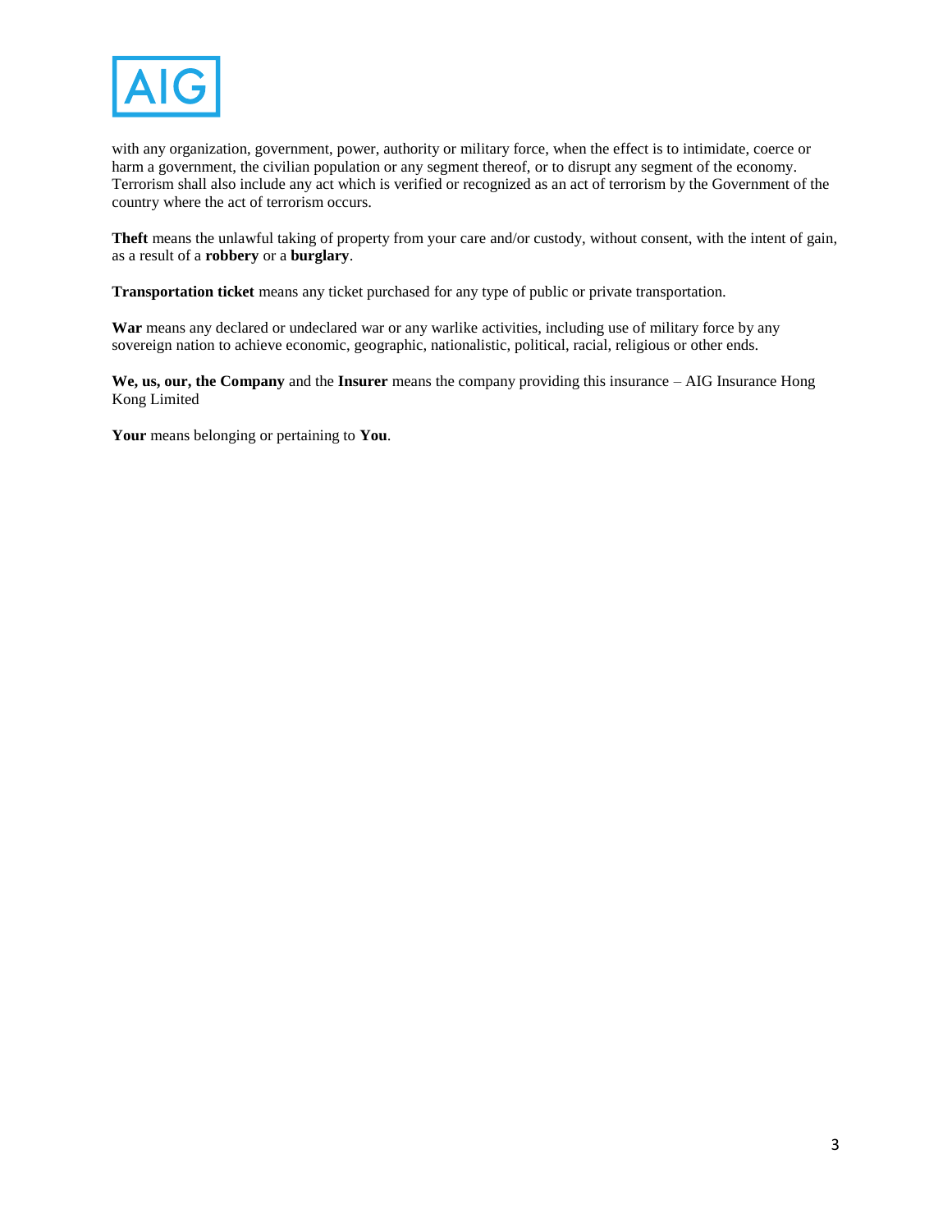with any organization, government, power, authority or military force, when the effect is to intimidate, coerce or harm a government, the civilian population or any segment thereof, or to disrupt any segment of the economy. Terrorism shall also include any act which is verified or recognized as an act of terrorism by the Government of the country where the act of terrorism occurs.

**Theft** means the unlawful taking of property from your care and/or custody, without consent, with the intent of gain, as a result of a **robbery** or a **burglary**.

**Transportation ticket** means any ticket purchased for any type of public or private transportation.

**War** means any declared or undeclared war or any warlike activities, including use of military force by any sovereign nation to achieve economic, geographic, nationalistic, political, racial, religious or other ends.

**We, us, our, the Company** and the **Insurer** means the company providing this insurance – AIG Insurance Hong Kong Limited

**Your** means belonging or pertaining to **You**.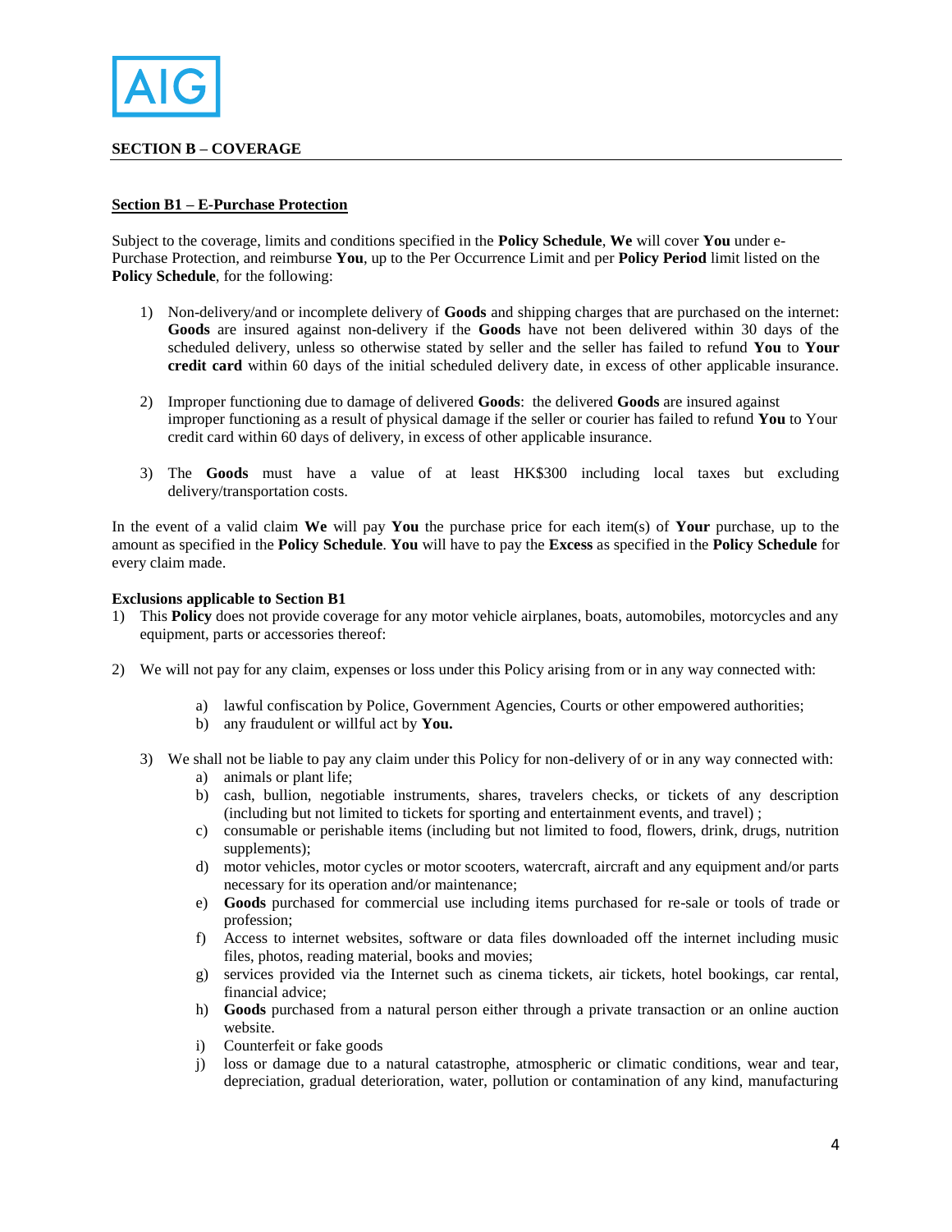**SECTION B – COVERAGE**

**Section B1 – E-Purchase Protection**

Subject to the coverage, limits and conditions specified in the **Policy Schedule**, **We** will cover **You** under e-Purchase Protection, and reimburse **You**, up to the Per Occurrence Limit and per **Policy Period** limit listed on the **Policy Schedule**, for the following:

1) Non-delivery/and or incomplete delivery of **Goods** and shipping charges that are purchased on the internet: **Goods** are insured against non-delivery if the **Goods** have not been delivered within 30 days of the scheduled delivery, unless so otherwise stated by seller and the seller has failed to refund **You** to **Your credit card** within 60 days of the initial scheduled delivery date, in excess of other applicable insurance.

2) Improper functioning due to damage of delivered **Goods**: the delivered **Goods** are insured against improper functioning as a result of physical damage if the seller or courier has failed to refund **You** to Your credit card within 60 days of delivery, in excess of other applicable insurance.

3) The **Goods** must have a value of at least HK$300 including local taxes but excluding delivery/transportation costs.

In the event of a valid claim **We** will pay **You** the purchase price for each item(s) of **Your** purchase, up to the amount as specified in the **Policy Schedule**. **You** will have to pay the **Excess** as specified in the **Policy Schedule** for every claim made.

**Exclusions applicable to Section B1**

1) This **Policy** does not provide coverage for any motor vehicle airplanes, boats, automobiles, motorcycles and any equipment, parts or accessories thereof:

2) We will not pay for any claim, expenses or loss under this Policy arising from or in any way connected with:

   a) lawful confiscation by Police, Government Agencies, Courts or other empowered authorities;
   b) any fraudulent or willful act by **You.**

3) We shall not be liable to pay any claim under this Policy for non-delivery of or in any way connected with:
   a) animals or plant life;
   b) cash, bullion, negotiable instruments, shares, travelers checks, or tickets of any description (including but not limited to tickets for sporting and entertainment events, and travel) ;
   c) consumable or perishable items (including but not limited to food, flowers, drink, drugs, nutrition supplements);
   d) motor vehicles, motor cycles or motor scooters, watercraft, aircraft and any equipment and/or parts necessary for its operation and/or maintenance;
   e) **Goods** purchased for commercial use including items purchased for re-sale or tools of trade or profession;
   f) Access to internet websites, software or data files downloaded off the internet including music files, photos, reading material, books and movies;
   g) services provided via the Internet such as cinema tickets, air tickets, hotel bookings, car rental, financial advice;
   h) **Goods** purchased from a natural person either through a private transaction or an online auction website.
   i) Counterfeit or fake goods
   j) loss or damage due to a natural catastrophe, atmospheric or climatic conditions, wear and tear, depreciation, gradual deterioration, water, pollution or contamination of any kind, manufacturing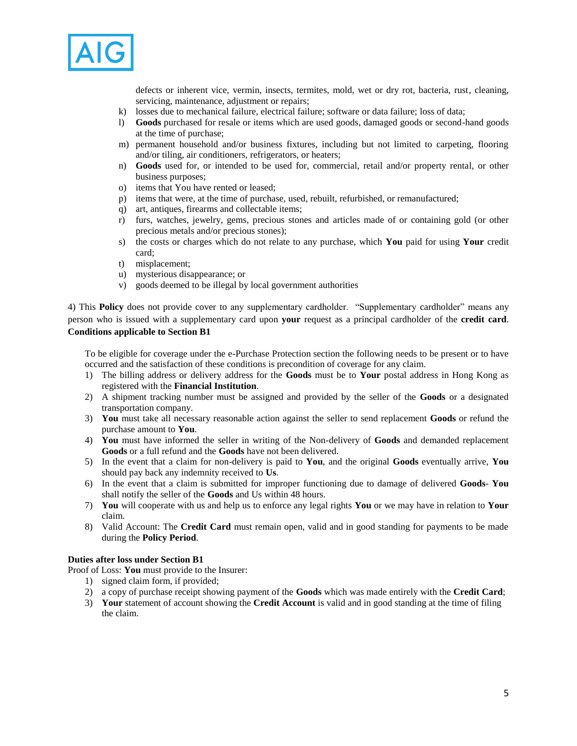defects or inherent vice, vermin, insects, termites, mold, wet or dry rot, bacteria, rust, cleaning, servicing, maintenance, adjustment or repairs;

k) losses due to mechanical failure, electrical failure; software or data failure; loss of data;
l) **Goods** purchased for resale or items which are used goods, damaged goods or second-hand goods at the time of purchase;
m) permanent household and/or business fixtures, including but not limited to carpeting, flooring and/or tiling, air conditioners, refrigerators, or heaters;
n) **Goods** used for, or intended to be used for, commercial, retail and/or property rental, or other business purposes;
o) items that You have rented or leased;
p) items that were, at the time of purchase, used, rebuilt, refurbished, or remanufactured;
q) art, antiques, firearms and collectable items;
r) furs, watches, jewelry, gems, precious stones and articles made of or containing gold (or other precious metals and/or precious stones);
s) the costs or charges which do not relate to any purchase, which **You** paid for using **Your** credit card;
t) misplacement;
u) mysterious disappearance; or
v) goods deemed to be illegal by local government authorities

4) This **Policy** does not provide cover to any supplementary cardholder. "Supplementary cardholder" means any person who is issued with a supplementary card upon **your** request as a principal cardholder of the **credit card**.

**Conditions applicable to Section B1**

To be eligible for coverage under the e-Purchase Protection section the following needs to be present or to have occurred and the satisfaction of these conditions is precondition of coverage for any claim.

1) The billing address or delivery address for the **Goods** must be to **Your** postal address in Hong Kong as registered with the **Financial Institution**.
2) A shipment tracking number must be assigned and provided by the seller of the **Goods** or a designated transportation company.
3) **You** must take all necessary reasonable action against the seller to send replacement **Goods** or refund the purchase amount to **You**.
4) **You** must have informed the seller in writing of the Non-delivery of **Goods** and demanded replacement **Goods** or a full refund and the **Goods** have not been delivered.
5) In the event that a claim for non-delivery is paid to **You**, and the original **Goods** eventually arrive, **You** should pay back any indemnity received to **Us**.
6) In the event that a claim is submitted for improper functioning due to damage of delivered **Goods**- **You** shall notify the seller of the **Goods** and Us within 48 hours.
7) **You** will cooperate with us and help us to enforce any legal rights **You** or we may have in relation to **Your** claim.
8) Valid Account: The **Credit Card** must remain open, valid and in good standing for payments to be made during the **Policy Period**.

**Duties after loss under Section B1**

Proof of Loss: **You** must provide to the Insurer:

1) signed claim form, if provided;
2) a copy of purchase receipt showing payment of the **Goods** which was made entirely with the **Credit Card**;
3) **Your** statement of account showing the **Credit Account** is valid and in good standing at the time of filing the claim.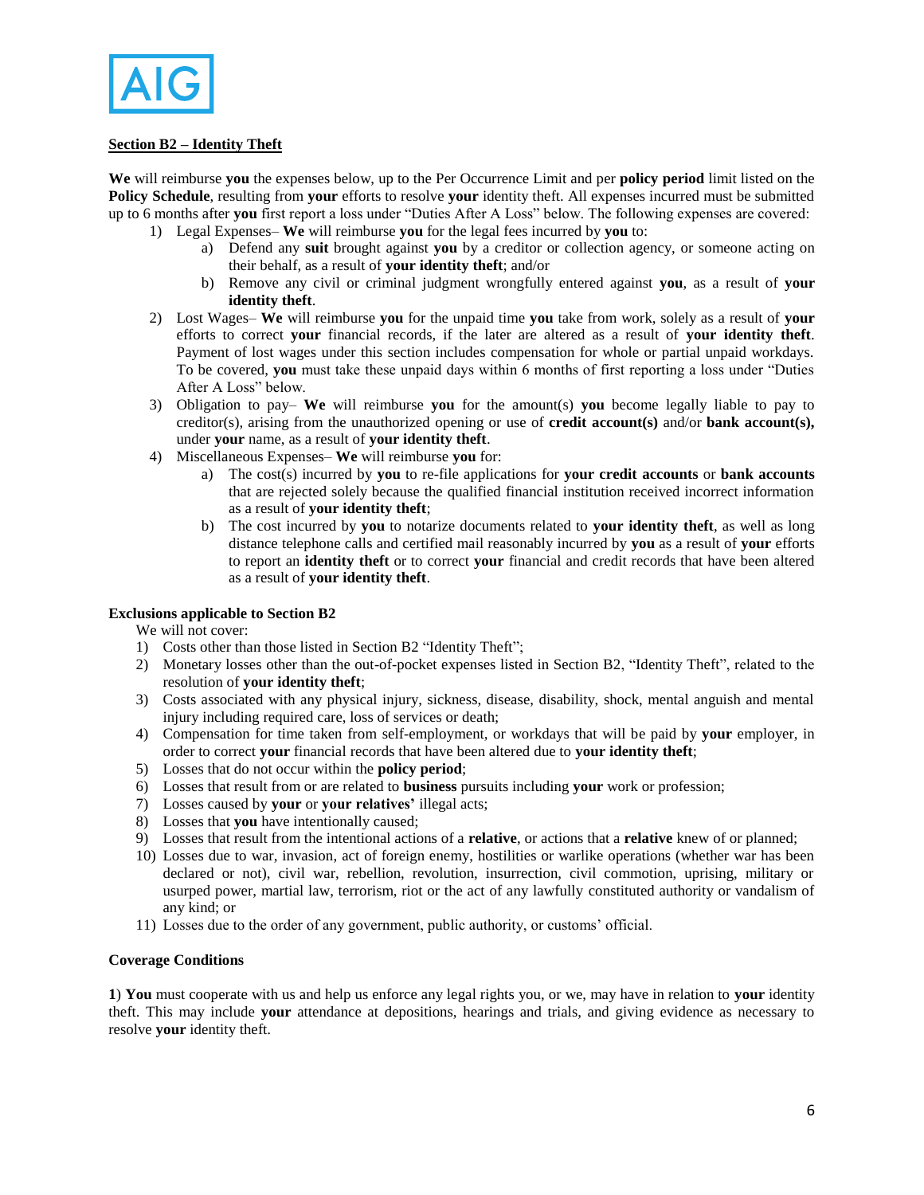## Section B2 – Identity Theft

**We** will reimburse **you** the expenses below, up to the Per Occurrence Limit and per **policy period** limit listed on the **Policy Schedule**, resulting from **your** efforts to resolve **your** identity theft. All expenses incurred must be submitted up to 6 months after **you** first report a loss under "Duties After A Loss" below. The following expenses are covered:

1) Legal Expenses– **We** will reimburse **you** for the legal fees incurred by **you** to:
   a) Defend any **suit** brought against **you** by a creditor or collection agency, or someone acting on their behalf, as a result of **your identity theft**; and/or
   b) Remove any civil or criminal judgment wrongfully entered against **you**, as a result of **your identity theft**.
2) Lost Wages– **We** will reimburse **you** for the unpaid time **you** take from work, solely as a result of **your** efforts to correct **your** financial records, if the later are altered as a result of **your identity theft**. Payment of lost wages under this section includes compensation for whole or partial unpaid workdays. To be covered, **you** must take these unpaid days within 6 months of first reporting a loss under "Duties After A Loss" below.
3) Obligation to pay– **We** will reimburse **you** for the amount(s) **you** become legally liable to pay to creditor(s), arising from the unauthorized opening or use of **credit account(s)** and/or **bank account(s),** under **your** name, as a result of **your identity theft**.
4) Miscellaneous Expenses– **We** will reimburse **you** for:
   a) The cost(s) incurred by **you** to re-file applications for **your credit accounts** or **bank accounts** that are rejected solely because the qualified financial institution received incorrect information as a result of **your identity theft**;
   b) The cost incurred by **you** to notarize documents related to **your identity theft**, as well as long distance telephone calls and certified mail reasonably incurred by **you** as a result of **your** efforts to report an **identity theft** or to correct **your** financial and credit records that have been altered as a result of **your identity theft**.

**Exclusions applicable to Section B2**

We will not cover:

1) Costs other than those listed in Section B2 "Identity Theft";
2) Monetary losses other than the out-of-pocket expenses listed in Section B2, "Identity Theft", related to the resolution of **your identity theft**;
3) Costs associated with any physical injury, sickness, disease, disability, shock, mental anguish and mental injury including required care, loss of services or death;
4) Compensation for time taken from self-employment, or workdays that will be paid by **your** employer, in order to correct **your** financial records that have been altered due to **your identity theft**;
5) Losses that do not occur within the **policy period**;
6) Losses that result from or are related to **business** pursuits including **your** work or profession;
7) Losses caused by **your** or **your relatives'** illegal acts;
8) Losses that **you** have intentionally caused;
9) Losses that result from the intentional actions of a **relative**, or actions that a **relative** knew of or planned;
10) Losses due to war, invasion, act of foreign enemy, hostilities or warlike operations (whether war has been declared or not), civil war, rebellion, revolution, insurrection, civil commotion, uprising, military or usurped power, martial law, terrorism, riot or the act of any lawfully constituted authority or vandalism of any kind; or
11) Losses due to the order of any government, public authority, or customs' official.

**Coverage Conditions**

**1**) **You** must cooperate with us and help us enforce any legal rights you, or we, may have in relation to **your** identity theft. This may include **your** attendance at depositions, hearings and trials, and giving evidence as necessary to resolve **your** identity theft.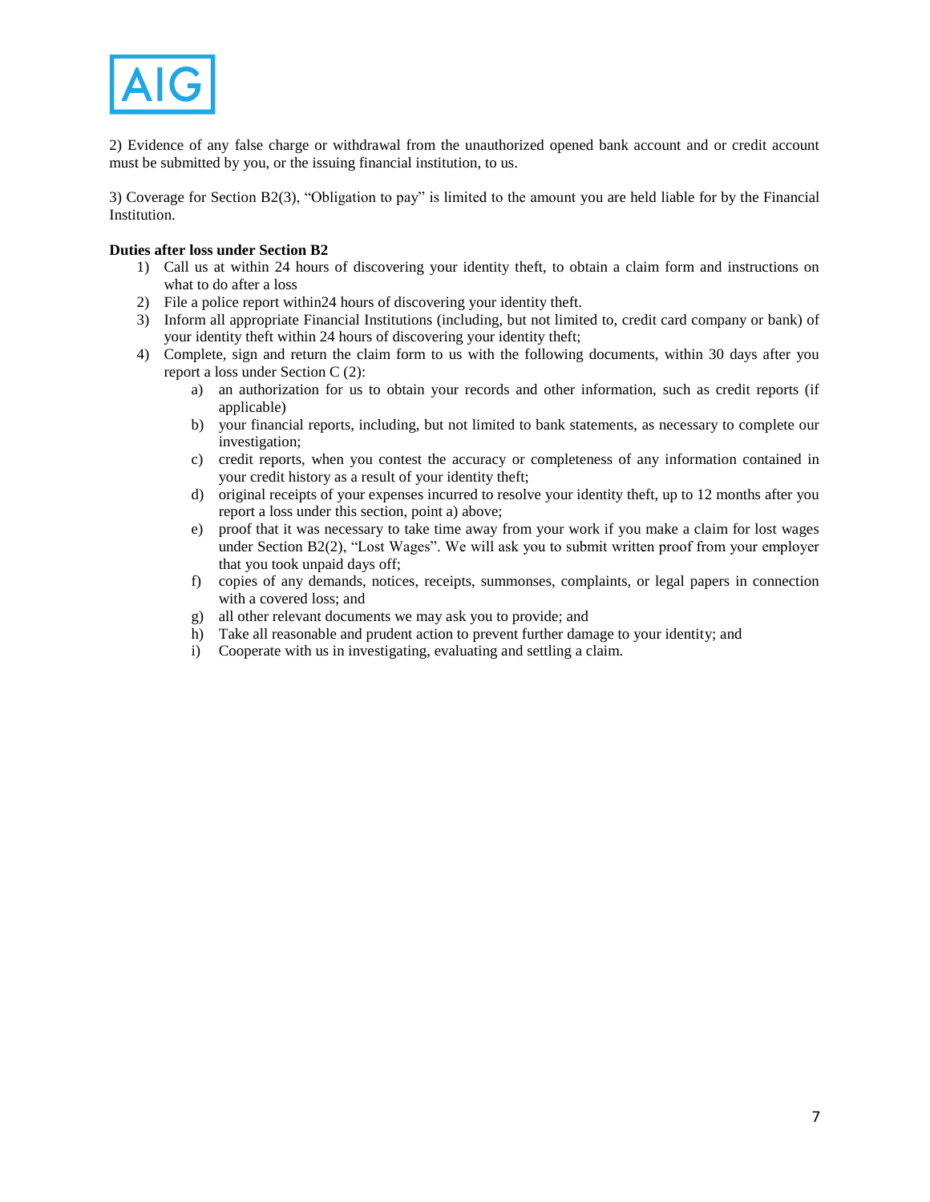2) Evidence of any false charge or withdrawal from the unauthorized opened bank account and or credit account must be submitted by you, or the issuing financial institution, to us.

3) Coverage for Section B2(3), "Obligation to pay" is limited to the amount you are held liable for by the Financial Institution.

**Duties after loss under Section B2**

1) Call us at within 24 hours of discovering your identity theft, to obtain a claim form and instructions on what to do after a loss
2) File a police report within24 hours of discovering your identity theft.
3) Inform all appropriate Financial Institutions (including, but not limited to, credit card company or bank) of your identity theft within 24 hours of discovering your identity theft;
4) Complete, sign and return the claim form to us with the following documents, within 30 days after you report a loss under Section C (2):
    a) an authorization for us to obtain your records and other information, such as credit reports (if applicable)
    b) your financial reports, including, but not limited to bank statements, as necessary to complete our investigation;
    c) credit reports, when you contest the accuracy or completeness of any information contained in your credit history as a result of your identity theft;
    d) original receipts of your expenses incurred to resolve your identity theft, up to 12 months after you report a loss under this section, point a) above;
    e) proof that it was necessary to take time away from your work if you make a claim for lost wages under Section B2(2), "Lost Wages". We will ask you to submit written proof from your employer that you took unpaid days off;
    f) copies of any demands, notices, receipts, summonses, complaints, or legal papers in connection with a covered loss; and
    g) all other relevant documents we may ask you to provide; and
    h) Take all reasonable and prudent action to prevent further damage to your identity; and
    i) Cooperate with us in investigating, evaluating and settling a claim.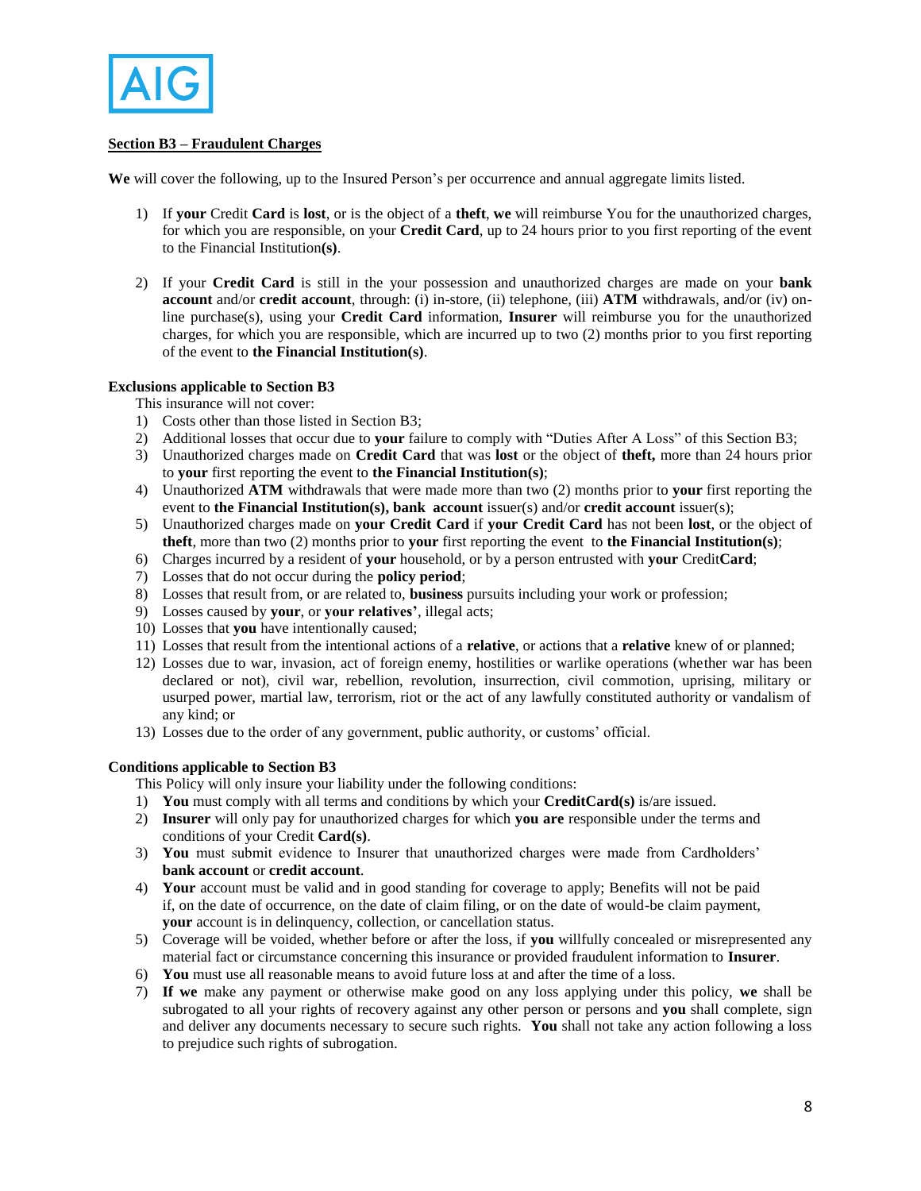**Section B3 – Fraudulent Charges**

**We** will cover the following, up to the Insured Person's per occurrence and annual aggregate limits listed.

1) If **your** Credit **Card** is **lost**, or is the object of a **theft**, **we** will reimburse You for the unauthorized charges, for which you are responsible, on your **Credit Card**, up to 24 hours prior to you first reporting of the event to the Financial Institution**(s)**.

2) If your **Credit Card** is still in the your possession and unauthorized charges are made on your **bank account** and/or **credit account**, through: (i) in-store, (ii) telephone, (iii) **ATM** withdrawals, and/or (iv) on-line purchase(s), using your **Credit Card** information, **Insurer** will reimburse you for the unauthorized charges, for which you are responsible, which are incurred up to two (2) months prior to you first reporting of the event to **the Financial Institution(s)**.

**Exclusions applicable to Section B3**

This insurance will not cover:

1) Costs other than those listed in Section B3;
2) Additional losses that occur due to **your** failure to comply with "Duties After A Loss" of this Section B3;
3) Unauthorized charges made on **Credit Card** that was **lost** or the object of **theft,** more than 24 hours prior to **your** first reporting the event to **the Financial Institution(s)**;
4) Unauthorized **ATM** withdrawals that were made more than two (2) months prior to **your** first reporting the event to **the Financial Institution(s), bank account** issuer(s) and/or **credit account** issuer(s);
5) Unauthorized charges made on **your Credit Card** if **your Credit Card** has not been **lost**, or the object of **theft**, more than two (2) months prior to **your** first reporting the event to **the Financial Institution(s)**;
6) Charges incurred by a resident of **your** household, or by a person entrusted with **your** Credit**Card**;
7) Losses that do not occur during the **policy period**;
8) Losses that result from, or are related to, **business** pursuits including your work or profession;
9) Losses caused by **your**, or **your relatives'**, illegal acts;
10) Losses that **you** have intentionally caused;
11) Losses that result from the intentional actions of a **relative**, or actions that a **relative** knew of or planned;
12) Losses due to war, invasion, act of foreign enemy, hostilities or warlike operations (whether war has been declared or not), civil war, rebellion, revolution, insurrection, civil commotion, uprising, military or usurped power, martial law, terrorism, riot or the act of any lawfully constituted authority or vandalism of any kind; or
13) Losses due to the order of any government, public authority, or customs' official.

**Conditions applicable to Section B3**

This Policy will only insure your liability under the following conditions:

1) **You** must comply with all terms and conditions by which your **CreditCard(s)** is/are issued.
2) **Insurer** will only pay for unauthorized charges for which **you are** responsible under the terms and conditions of your Credit **Card(s)**.
3) **You** must submit evidence to Insurer that unauthorized charges were made from Cardholders' **bank account** or **credit account**.
4) **Your** account must be valid and in good standing for coverage to apply; Benefits will not be paid if, on the date of occurrence, on the date of claim filing, or on the date of would-be claim payment, **your** account is in delinquency, collection, or cancellation status.
5) Coverage will be voided, whether before or after the loss, if **you** willfully concealed or misrepresented any material fact or circumstance concerning this insurance or provided fraudulent information to **Insurer**.
6) **You** must use all reasonable means to avoid future loss at and after the time of a loss.
7) **If we** make any payment or otherwise make good on any loss applying under this policy, **we** shall be subrogated to all your rights of recovery against any other person or persons and **you** shall complete, sign and deliver any documents necessary to secure such rights. **You** shall not take any action following a loss to prejudice such rights of subrogation.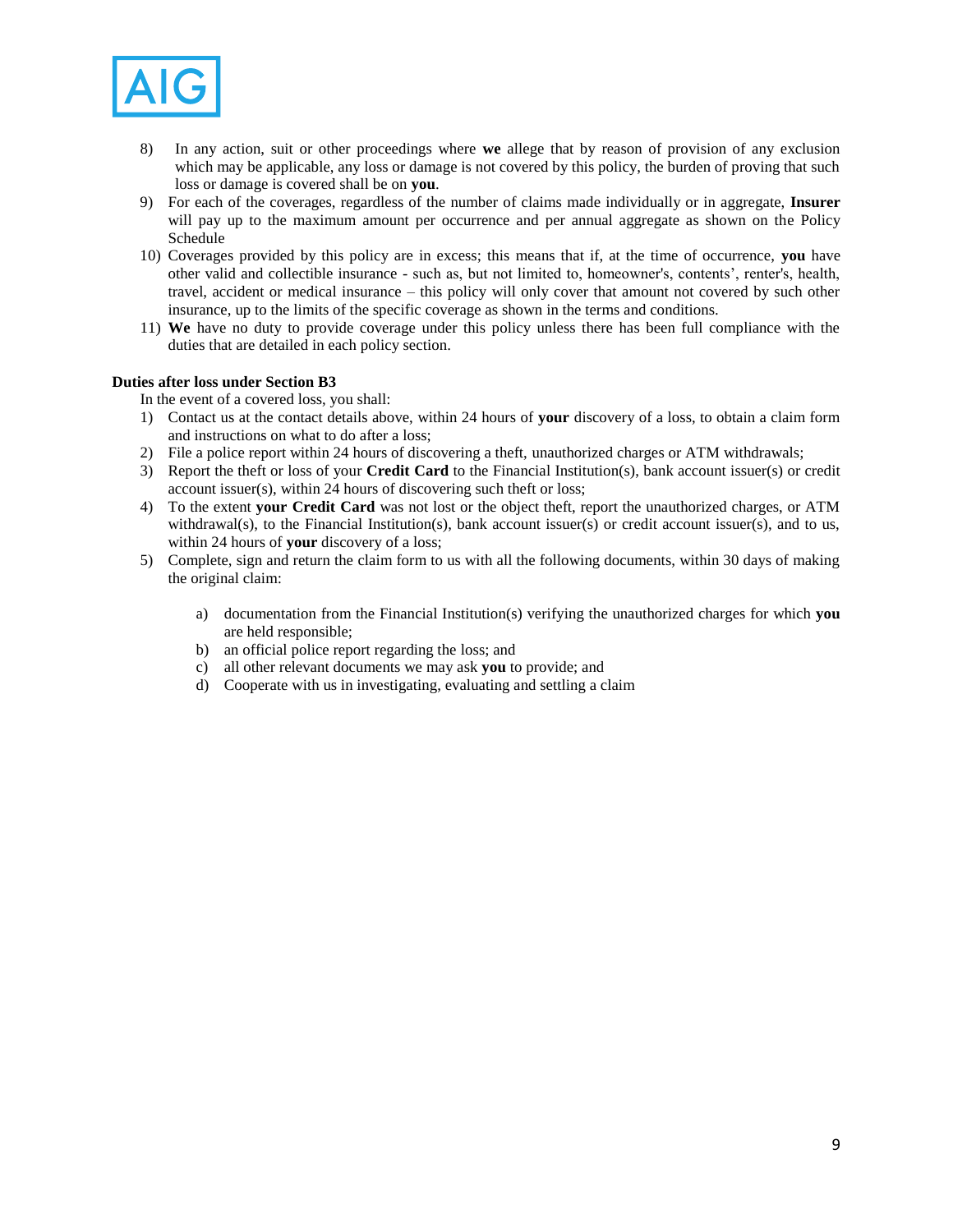8) In any action, suit or other proceedings where **we** allege that by reason of provision of any exclusion which may be applicable, any loss or damage is not covered by this policy, the burden of proving that such loss or damage is covered shall be on **you**.
9) For each of the coverages, regardless of the number of claims made individually or in aggregate, **Insurer** will pay up to the maximum amount per occurrence and per annual aggregate as shown on the Policy Schedule
10) Coverages provided by this policy are in excess; this means that if, at the time of occurrence, **you** have other valid and collectible insurance - such as, but not limited to, homeowner's, contents', renter's, health, travel, accident or medical insurance – this policy will only cover that amount not covered by such other insurance, up to the limits of the specific coverage as shown in the terms and conditions.
11) **We** have no duty to provide coverage under this policy unless there has been full compliance with the duties that are detailed in each policy section.

**Duties after loss under Section B3**

In the event of a covered loss, you shall:

1) Contact us at the contact details above, within 24 hours of **your** discovery of a loss, to obtain a claim form and instructions on what to do after a loss;
2) File a police report within 24 hours of discovering a theft, unauthorized charges or ATM withdrawals;
3) Report the theft or loss of your **Credit Card** to the Financial Institution(s), bank account issuer(s) or credit account issuer(s), within 24 hours of discovering such theft or loss;
4) To the extent **your Credit Card** was not lost or the object theft, report the unauthorized charges, or ATM withdrawal(s), to the Financial Institution(s), bank account issuer(s) or credit account issuer(s), and to us, within 24 hours of **your** discovery of a loss;
5) Complete, sign and return the claim form to us with all the following documents, within 30 days of making the original claim:
    a) documentation from the Financial Institution(s) verifying the unauthorized charges for which **you** are held responsible;
    b) an official police report regarding the loss; and
    c) all other relevant documents we may ask **you** to provide; and
    d) Cooperate with us in investigating, evaluating and settling a claim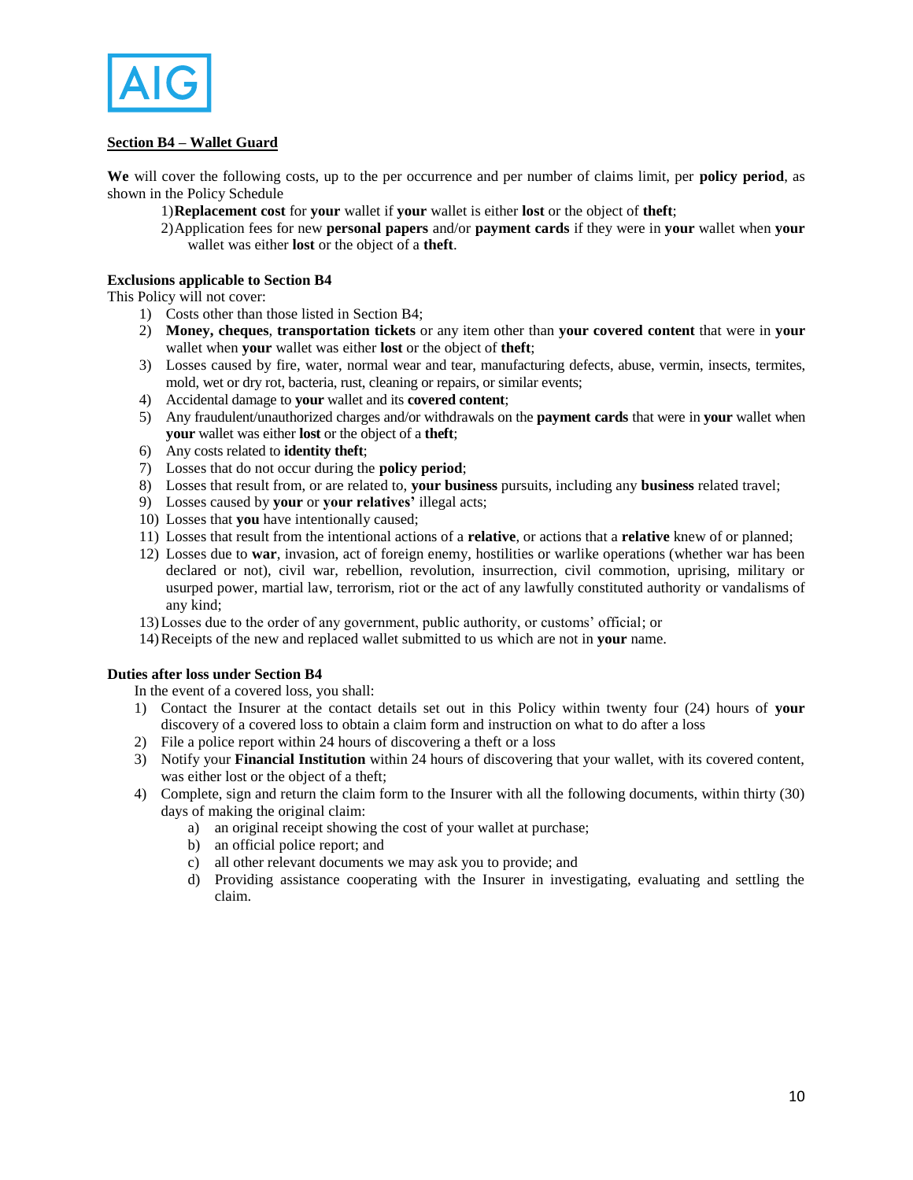AIG

## Section B4 – Wallet Guard

**We** will cover the following costs, up to the per occurrence and per number of claims limit, per **policy period**, as shown in the Policy Schedule

1) **Replacement cost** for **your** wallet if **your** wallet is either **lost** or the object of **theft**;
2) Application fees for new **personal papers** and/or **payment cards** if they were in **your** wallet when **your** wallet was either **lost** or the object of a **theft**.

### Exclusions applicable to Section B4

This Policy will not cover:

1) Costs other than those listed in Section B4;
2) **Money, cheques**, **transportation tickets** or any item other than **your covered content** that were in **your** wallet when **your** wallet was either **lost** or the object of **theft**;
3) Losses caused by fire, water, normal wear and tear, manufacturing defects, abuse, vermin, insects, termites, mold, wet or dry rot, bacteria, rust, cleaning or repairs, or similar events;
4) Accidental damage to **your** wallet and its **covered content**;
5) Any fraudulent/unauthorized charges and/or withdrawals on the **payment cards** that were in **your** wallet when **your** wallet was either **lost** or the object of a **theft**;
6) Any costs related to **identity theft**;
7) Losses that do not occur during the **policy period**;
8) Losses that result from, or are related to, **your business** pursuits, including any **business** related travel;
9) Losses caused by **your** or **your relatives'** illegal acts;
10) Losses that **you** have intentionally caused;
11) Losses that result from the intentional actions of a **relative**, or actions that a **relative** knew of or planned;
12) Losses due to **war**, invasion, act of foreign enemy, hostilities or warlike operations (whether war has been declared or not), civil war, rebellion, revolution, insurrection, civil commotion, uprising, military or usurped power, martial law, terrorism, riot or the act of any lawfully constituted authority or vandalisms of any kind;
13) Losses due to the order of any government, public authority, or customs' official; or
14) Receipts of the new and replaced wallet submitted to us which are not in **your** name.

### Duties after loss under Section B4

In the event of a covered loss, you shall:

1) Contact the Insurer at the contact details set out in this Policy within twenty four (24) hours of **your** discovery of a covered loss to obtain a claim form and instruction on what to do after a loss
2) File a police report within 24 hours of discovering a theft or a loss
3) Notify your **Financial Institution** within 24 hours of discovering that your wallet, with its covered content, was either lost or the object of a theft;
4) Complete, sign and return the claim form to the Insurer with all the following documents, within thirty (30) days of making the original claim:
   a) an original receipt showing the cost of your wallet at purchase;
   b) an official police report; and
   c) all other relevant documents we may ask you to provide; and
   d) Providing assistance cooperating with the Insurer in investigating, evaluating and settling the claim.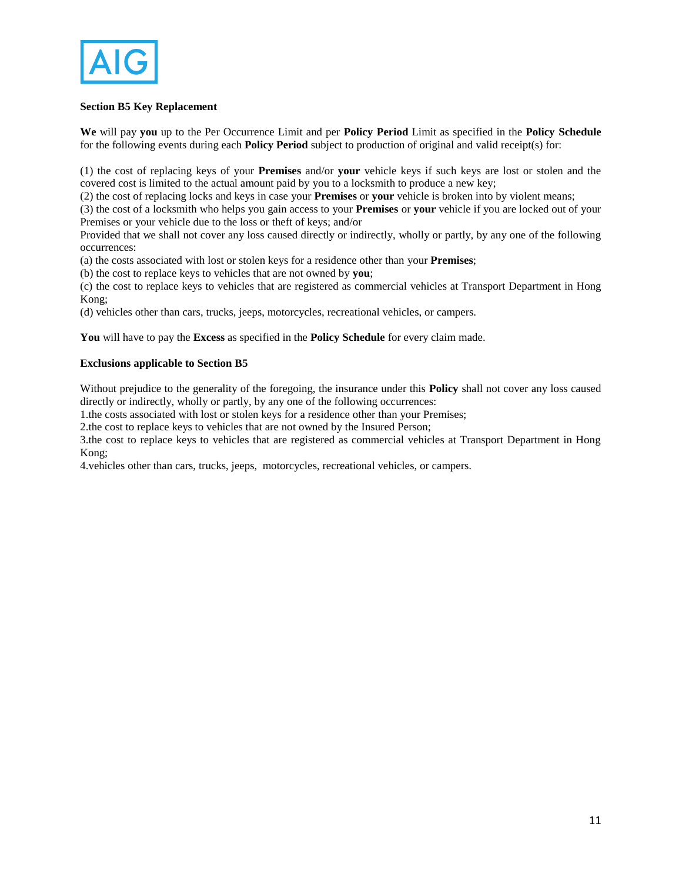**Section B5 Key Replacement**

**We** will pay **you** up to the Per Occurrence Limit and per **Policy Period** Limit as specified in the **Policy Schedule** for the following events during each **Policy Period** subject to production of original and valid receipt(s) for:

(1) the cost of replacing keys of your **Premises** and/or **your** vehicle keys if such keys are lost or stolen and the covered cost is limited to the actual amount paid by you to a locksmith to produce a new key;
(2) the cost of replacing locks and keys in case your **Premises** or **your** vehicle is broken into by violent means;
(3) the cost of a locksmith who helps you gain access to your **Premises** or **your** vehicle if you are locked out of your Premises or your vehicle due to the loss or theft of keys; and/or
Provided that we shall not cover any loss caused directly or indirectly, wholly or partly, by any one of the following occurrences:
(a) the costs associated with lost or stolen keys for a residence other than your **Premises**;
(b) the cost to replace keys to vehicles that are not owned by **you**;
(c) the cost to replace keys to vehicles that are registered as commercial vehicles at Transport Department in Hong Kong;
(d) vehicles other than cars, trucks, jeeps, motorcycles, recreational vehicles, or campers.

**You** will have to pay the **Excess** as specified in the **Policy Schedule** for every claim made.

**Exclusions applicable to Section B5**

Without prejudice to the generality of the foregoing, the insurance under this **Policy** shall not cover any loss caused directly or indirectly, wholly or partly, by any one of the following occurrences:
1.the costs associated with lost or stolen keys for a residence other than your Premises;
2.the cost to replace keys to vehicles that are not owned by the Insured Person;
3.the cost to replace keys to vehicles that are registered as commercial vehicles at Transport Department in Hong Kong;
4.vehicles other than cars, trucks, jeeps, motorcycles, recreational vehicles, or campers.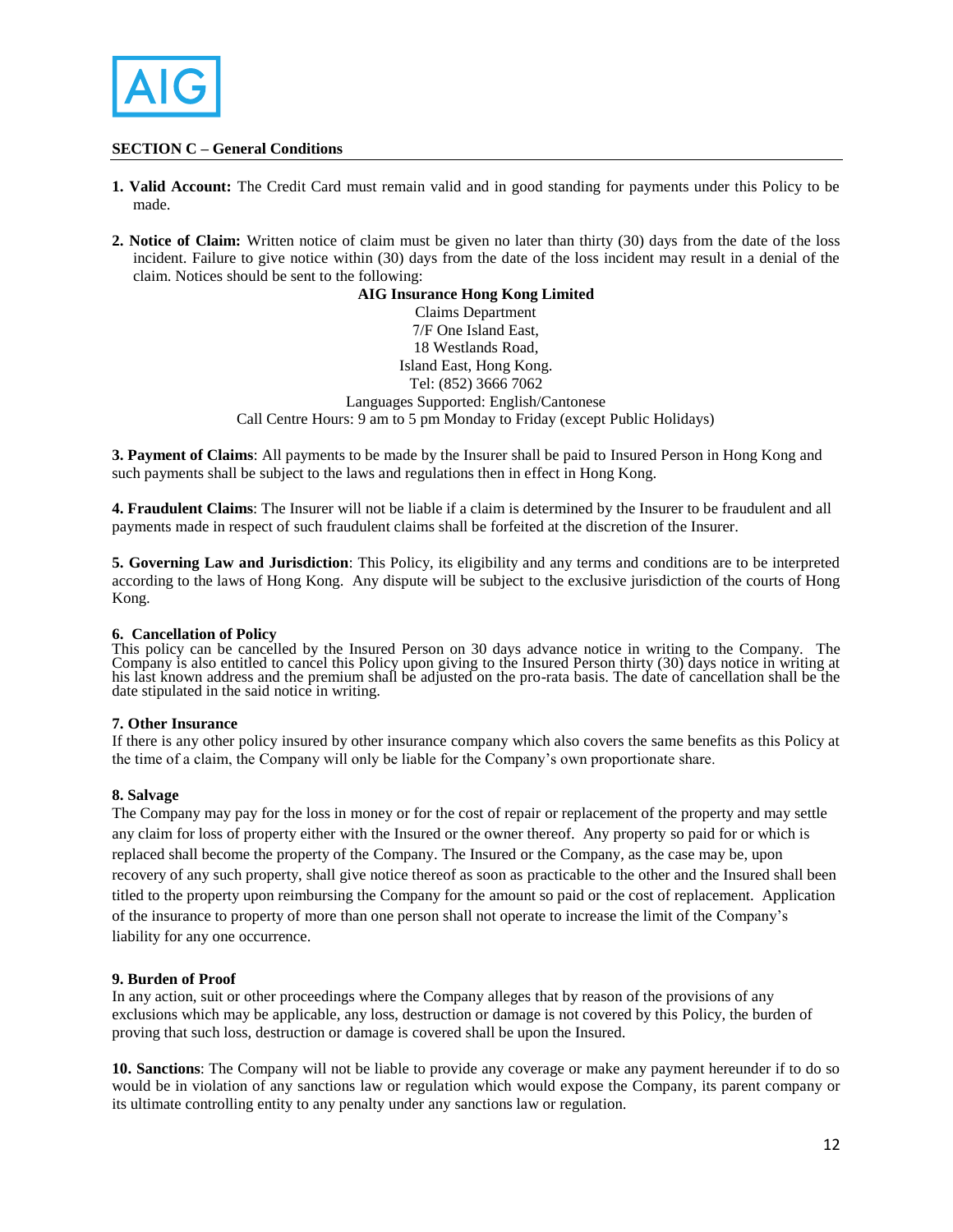## SECTION C – General Conditions

1. **Valid Account:** The Credit Card must remain valid and in good standing for payments under this Policy to be made.

2. **Notice of Claim:** Written notice of claim must be given no later than thirty (30) days from the date of the loss incident. Failure to give notice within (30) days from the date of the loss incident may result in a denial of the claim. Notices should be sent to the following:

**AIG Insurance Hong Kong Limited**
Claims Department
7/F One Island East,
18 Westlands Road,
Island East, Hong Kong.
Tel: (852) 3666 7062
Languages Supported: English/Cantonese
Call Centre Hours: 9 am to 5 pm Monday to Friday (except Public Holidays)

**3. Payment of Claims**: All payments to be made by the Insurer shall be paid to Insured Person in Hong Kong and such payments shall be subject to the laws and regulations then in effect in Hong Kong.

**4. Fraudulent Claims**: The Insurer will not be liable if a claim is determined by the Insurer to be fraudulent and all payments made in respect of such fraudulent claims shall be forfeited at the discretion of the Insurer.

**5. Governing Law and Jurisdiction**: This Policy, its eligibility and any terms and conditions are to be interpreted according to the laws of Hong Kong. Any dispute will be subject to the exclusive jurisdiction of the courts of Hong Kong.

**6. Cancellation of Policy**
This policy can be cancelled by the Insured Person on 30 days advance notice in writing to the Company. The Company is also entitled to cancel this Policy upon giving to the Insured Person thirty (30) days notice in writing at his last known address and the premium shall be adjusted on the pro-rata basis. The date of cancellation shall be the date stipulated in the said notice in writing.

**7. Other Insurance**
If there is any other policy insured by other insurance company which also covers the same benefits as this Policy at the time of a claim, the Company will only be liable for the Company's own proportionate share.

**8. Salvage**
The Company may pay for the loss in money or for the cost of repair or replacement of the property and may settle any claim for loss of property either with the Insured or the owner thereof. Any property so paid for or which is replaced shall become the property of the Company. The Insured or the Company, as the case may be, upon recovery of any such property, shall give notice thereof as soon as practicable to the other and the Insured shall been titled to the property upon reimbursing the Company for the amount so paid or the cost of replacement. Application of the insurance to property of more than one person shall not operate to increase the limit of the Company's liability for any one occurrence.

**9. Burden of Proof**
In any action, suit or other proceedings where the Company alleges that by reason of the provisions of any exclusions which may be applicable, any loss, destruction or damage is not covered by this Policy, the burden of proving that such loss, destruction or damage is covered shall be upon the Insured.

**10. Sanctions**: The Company will not be liable to provide any coverage or make any payment hereunder if to do so would be in violation of any sanctions law or regulation which would expose the Company, its parent company or its ultimate controlling entity to any penalty under any sanctions law or regulation.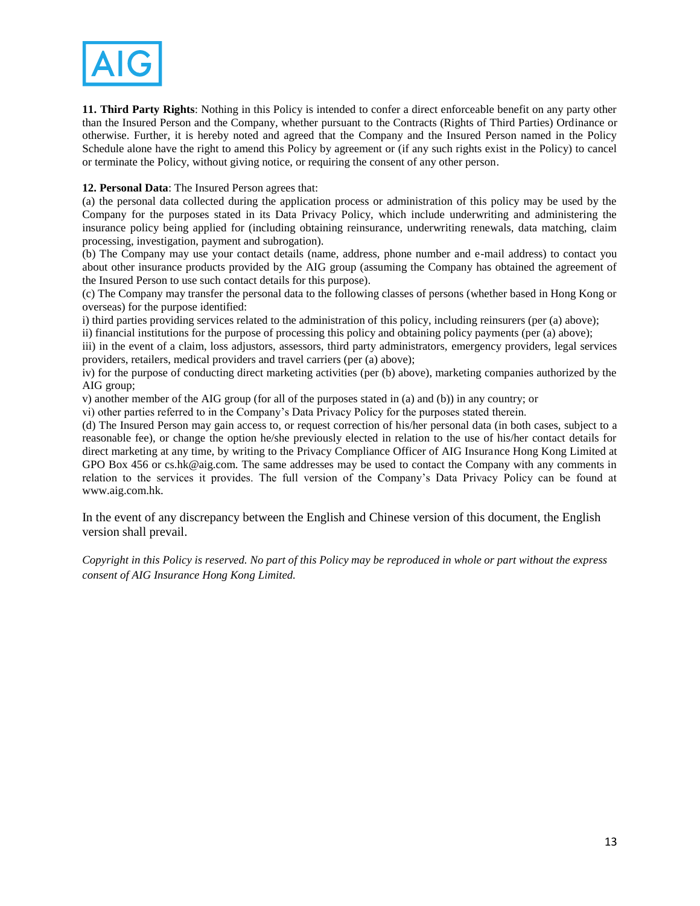**11. Third Party Rights**: Nothing in this Policy is intended to confer a direct enforceable benefit on any party other than the Insured Person and the Company, whether pursuant to the Contracts (Rights of Third Parties) Ordinance or otherwise. Further, it is hereby noted and agreed that the Company and the Insured Person named in the Policy Schedule alone have the right to amend this Policy by agreement or (if any such rights exist in the Policy) to cancel or terminate the Policy, without giving notice, or requiring the consent of any other person.

**12. Personal Data**: The Insured Person agrees that:

(a) the personal data collected during the application process or administration of this policy may be used by the Company for the purposes stated in its Data Privacy Policy, which include underwriting and administering the insurance policy being applied for (including obtaining reinsurance, underwriting renewals, data matching, claim processing, investigation, payment and subrogation).

(b) The Company may use your contact details (name, address, phone number and e-mail address) to contact you about other insurance products provided by the AIG group (assuming the Company has obtained the agreement of the Insured Person to use such contact details for this purpose).

(c) The Company may transfer the personal data to the following classes of persons (whether based in Hong Kong or overseas) for the purpose identified:

i) third parties providing services related to the administration of this policy, including reinsurers (per (a) above);

ii) financial institutions for the purpose of processing this policy and obtaining policy payments (per (a) above);

iii) in the event of a claim, loss adjustors, assessors, third party administrators, emergency providers, legal services providers, retailers, medical providers and travel carriers (per (a) above);

iv) for the purpose of conducting direct marketing activities (per (b) above), marketing companies authorized by the AIG group;

v) another member of the AIG group (for all of the purposes stated in (a) and (b)) in any country; or

vi) other parties referred to in the Company's Data Privacy Policy for the purposes stated therein.

(d) The Insured Person may gain access to, or request correction of his/her personal data (in both cases, subject to a reasonable fee), or change the option he/she previously elected in relation to the use of his/her contact details for direct marketing at any time, by writing to the Privacy Compliance Officer of AIG Insurance Hong Kong Limited at GPO Box 456 or cs.hk@aig.com. The same addresses may be used to contact the Company with any comments in relation to the services it provides. The full version of the Company's Data Privacy Policy can be found at www.aig.com.hk.

In the event of any discrepancy between the English and Chinese version of this document, the English version shall prevail.

*Copyright in this Policy is reserved. No part of this Policy may be reproduced in whole or part without the express consent of AIG Insurance Hong Kong Limited.*